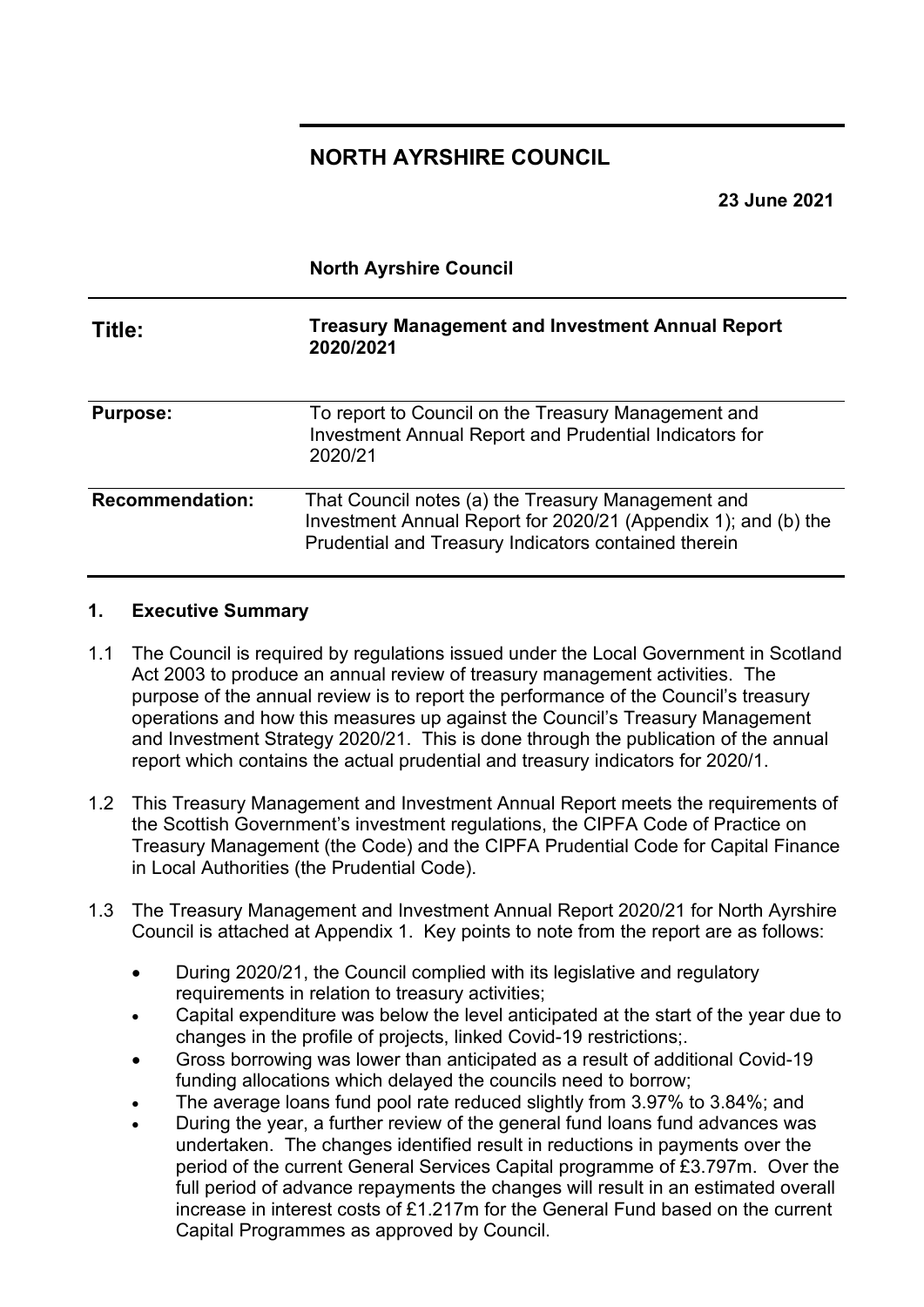# NORTH AYRSHIRE COUNCIL

**23 June 2021**

**North Ayrshire Council**

| | |
|---|---|
| **Title:** | **Treasury Management and Investment Annual Report 2020/2021** |
| **Purpose:** | To report to Council on the Treasury Management and Investment Annual Report and Prudential Indicators for 2020/21 |
| **Recommendation:** | That Council notes (a) the Treasury Management and Investment Annual Report for 2020/21 (Appendix 1); and (b) the Prudential and Treasury Indicators contained therein |

## 1. Executive Summary

1.1 The Council is required by regulations issued under the Local Government in Scotland Act 2003 to produce an annual review of treasury management activities. The purpose of the annual review is to report the performance of the Council's treasury operations and how this measures up against the Council's Treasury Management and Investment Strategy 2020/21. This is done through the publication of the annual report which contains the actual prudential and treasury indicators for 2020/1.

1.2 This Treasury Management and Investment Annual Report meets the requirements of the Scottish Government's investment regulations, the CIPFA Code of Practice on Treasury Management (the Code) and the CIPFA Prudential Code for Capital Finance in Local Authorities (the Prudential Code).

1.3 The Treasury Management and Investment Annual Report 2020/21 for North Ayrshire Council is attached at Appendix 1. Key points to note from the report are as follows:

- During 2020/21, the Council complied with its legislative and regulatory requirements in relation to treasury activities;
- Capital expenditure was below the level anticipated at the start of the year due to changes in the profile of projects, linked Covid-19 restrictions;.
- Gross borrowing was lower than anticipated as a result of additional Covid-19 funding allocations which delayed the councils need to borrow;
- The average loans fund pool rate reduced slightly from 3.97% to 3.84%; and
- During the year, a further review of the general fund loans fund advances was undertaken. The changes identified result in reductions in payments over the period of the current General Services Capital programme of £3.797m. Over the full period of advance repayments the changes will result in an estimated overall increase in interest costs of £1.217m for the General Fund based on the current Capital Programmes as approved by Council.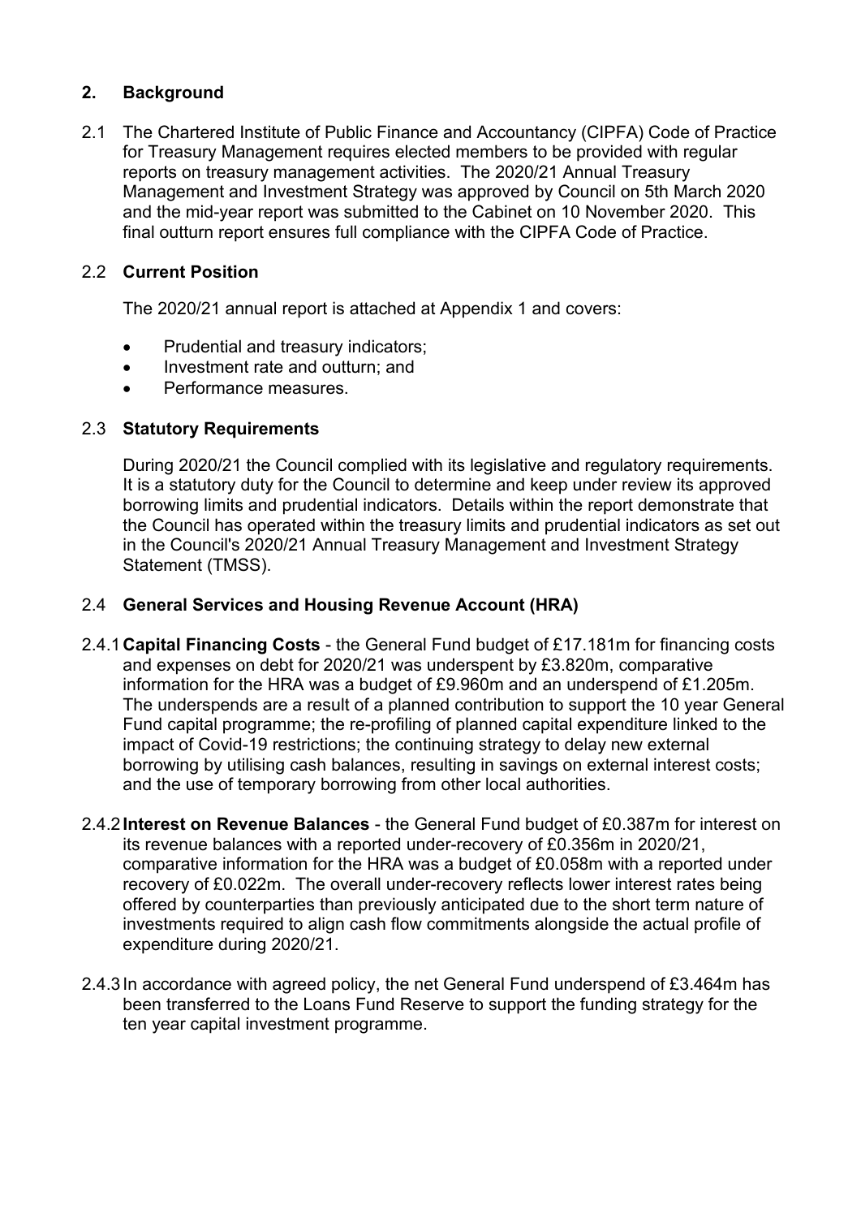## 2. Background

2.1 The Chartered Institute of Public Finance and Accountancy (CIPFA) Code of Practice for Treasury Management requires elected members to be provided with regular reports on treasury management activities. The 2020/21 Annual Treasury Management and Investment Strategy was approved by Council on 5th March 2020 and the mid-year report was submitted to the Cabinet on 10 November 2020. This final outturn report ensures full compliance with the CIPFA Code of Practice.

2.2 **Current Position**

The 2020/21 annual report is attached at Appendix 1 and covers:

- Prudential and treasury indicators;
- Investment rate and outturn; and
- Performance measures.

2.3 **Statutory Requirements**

During 2020/21 the Council complied with its legislative and regulatory requirements. It is a statutory duty for the Council to determine and keep under review its approved borrowing limits and prudential indicators. Details within the report demonstrate that the Council has operated within the treasury limits and prudential indicators as set out in the Council's 2020/21 Annual Treasury Management and Investment Strategy Statement (TMSS).

2.4 **General Services and Housing Revenue Account (HRA)**

2.4.1 **Capital Financing Costs** - the General Fund budget of £17.181m for financing costs and expenses on debt for 2020/21 was underspent by £3.820m, comparative information for the HRA was a budget of £9.960m and an underspend of £1.205m. The underspends are a result of a planned contribution to support the 10 year General Fund capital programme; the re-profiling of planned capital expenditure linked to the impact of Covid-19 restrictions; the continuing strategy to delay new external borrowing by utilising cash balances, resulting in savings on external interest costs; and the use of temporary borrowing from other local authorities.

2.4.2 **Interest on Revenue Balances** - the General Fund budget of £0.387m for interest on its revenue balances with a reported under-recovery of £0.356m in 2020/21, comparative information for the HRA was a budget of £0.058m with a reported under recovery of £0.022m. The overall under-recovery reflects lower interest rates being offered by counterparties than previously anticipated due to the short term nature of investments required to align cash flow commitments alongside the actual profile of expenditure during 2020/21.

2.4.3 In accordance with agreed policy, the net General Fund underspend of £3.464m has been transferred to the Loans Fund Reserve to support the funding strategy for the ten year capital investment programme.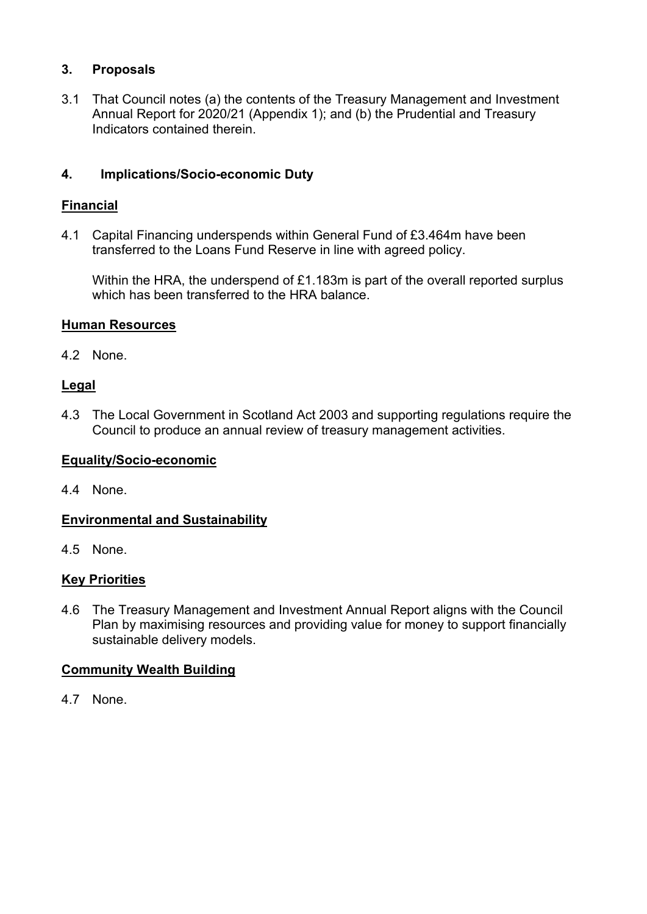## 3. Proposals

3.1 That Council notes (a) the contents of the Treasury Management and Investment Annual Report for 2020/21 (Appendix 1); and (b) the Prudential and Treasury Indicators contained therein.

## 4. Implications/Socio-economic Duty

**Financial**

4.1 Capital Financing underspends within General Fund of £3.464m have been transferred to the Loans Fund Reserve in line with agreed policy.

Within the HRA, the underspend of £1.183m is part of the overall reported surplus which has been transferred to the HRA balance.

**Human Resources**

4.2 None.

**Legal**

4.3 The Local Government in Scotland Act 2003 and supporting regulations require the Council to produce an annual review of treasury management activities.

**Equality/Socio-economic**

4.4 None.

**Environmental and Sustainability**

4.5 None.

**Key Priorities**

4.6 The Treasury Management and Investment Annual Report aligns with the Council Plan by maximising resources and providing value for money to support financially sustainable delivery models.

**Community Wealth Building**

4.7 None.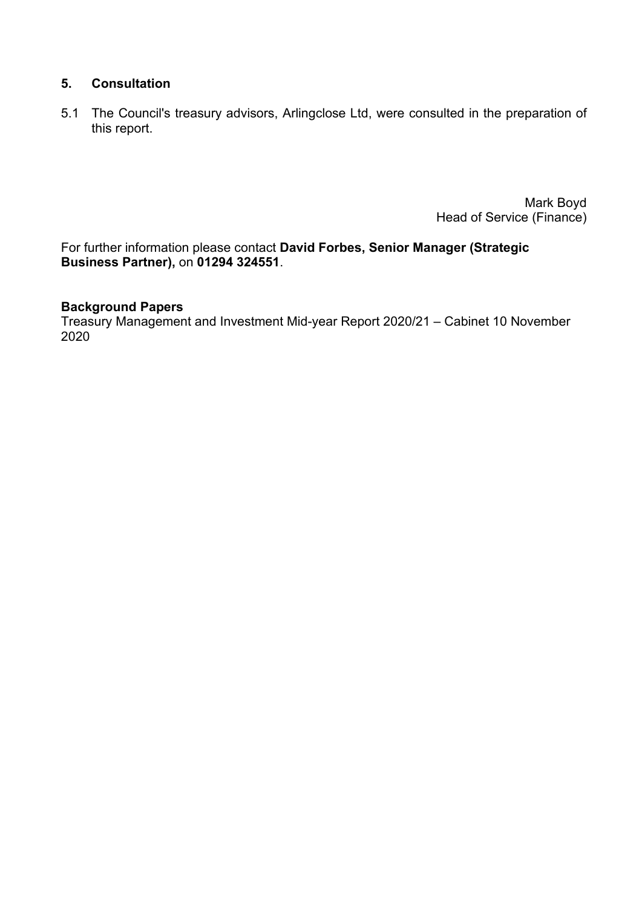## 5. Consultation

5.1 The Council's treasury advisors, Arlingclose Ltd, were consulted in the preparation of this report.

Mark Boyd
Head of Service (Finance)

For further information please contact **David Forbes, Senior Manager (Strategic Business Partner),** on **01294 324551**.

**Background Papers**

Treasury Management and Investment Mid-year Report 2020/21 – Cabinet 10 November 2020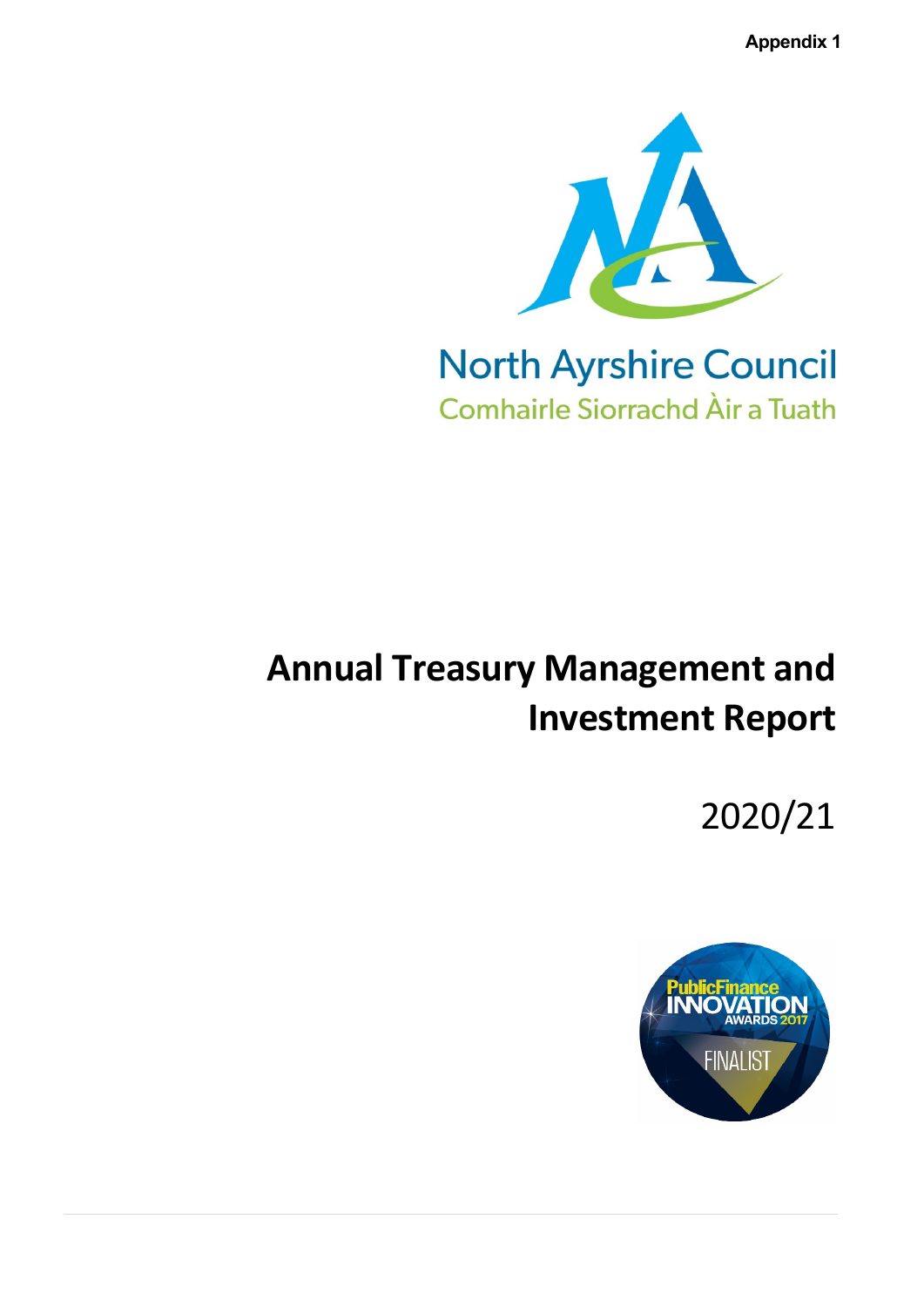Appendix 1

North Ayrshire Council

Comhairle Siorrachd Àir a Tuath

# Annual Treasury Management and Investment Report

2020/21

PublicFinance INNOVATION AWARDS 2017 FINALIST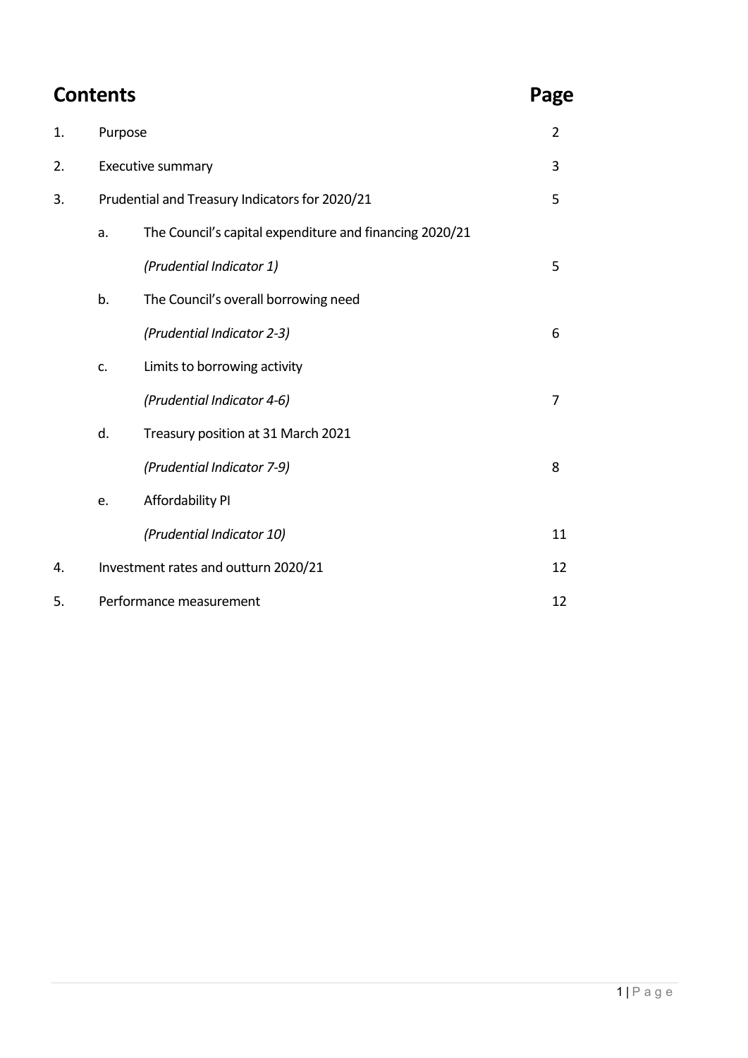# Contents

| | | | Page |
|---|---|---|---|
| 1. | Purpose | | 2 |
| 2. | Executive summary | | 3 |
| 3. | Prudential and Treasury Indicators for 2020/21 | | 5 |
| | a. | The Council's capital expenditure and financing 2020/21 | |
| | | *(Prudential Indicator 1)* | 5 |
| | b. | The Council's overall borrowing need | |
| | | *(Prudential Indicator 2-3)* | 6 |
| | c. | Limits to borrowing activity | |
| | | *(Prudential Indicator 4-6)* | 7 |
| | d. | Treasury position at 31 March 2021 | |
| | | *(Prudential Indicator 7-9)* | 8 |
| | e. | Affordability PI | |
| | | *(Prudential Indicator 10)* | 11 |
| 4. | Investment rates and outturn 2020/21 | | 12 |
| 5. | Performance measurement | | 12 |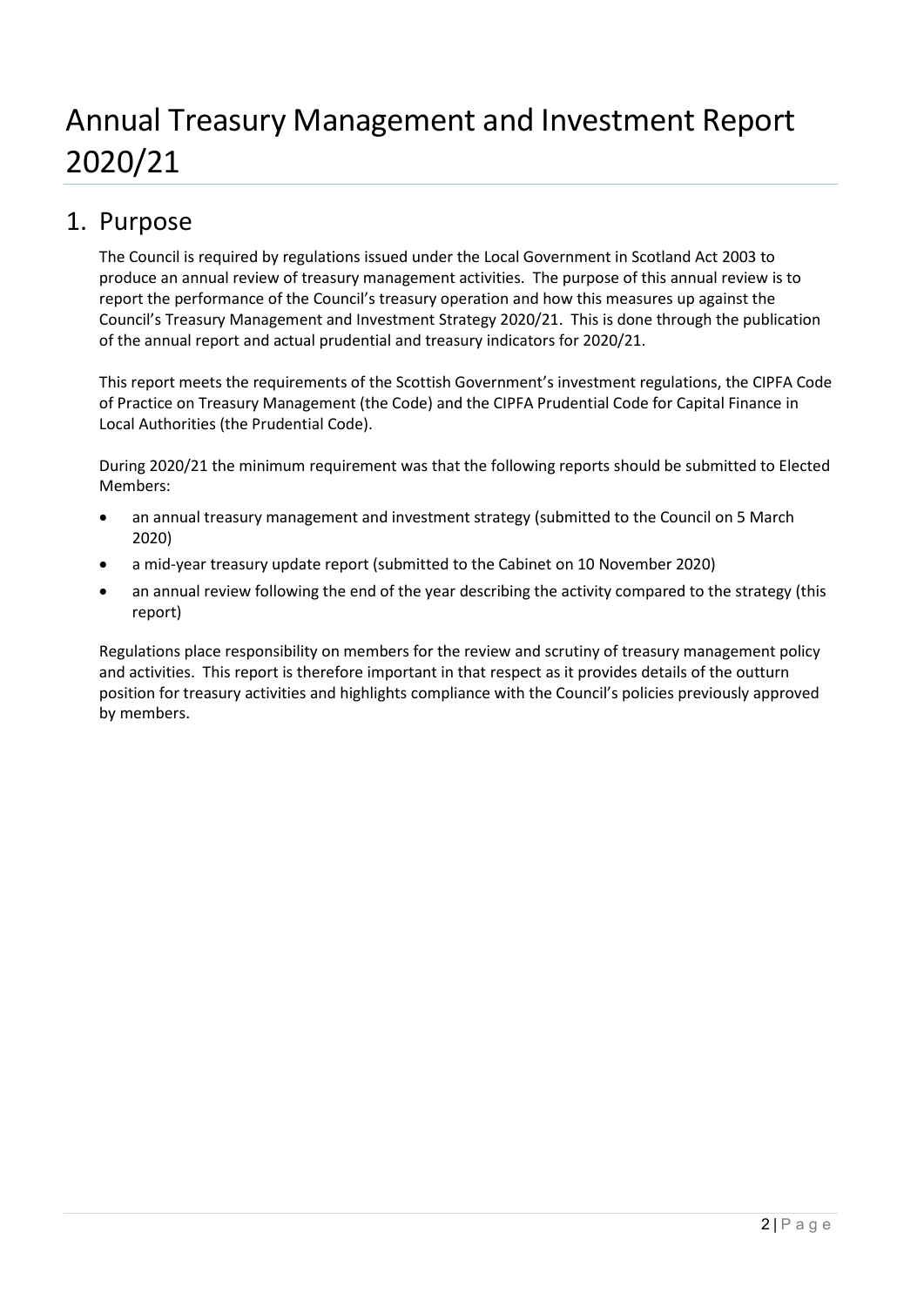# Annual Treasury Management and Investment Report 2020/21

## 1. Purpose

The Council is required by regulations issued under the Local Government in Scotland Act 2003 to produce an annual review of treasury management activities. The purpose of this annual review is to report the performance of the Council's treasury operation and how this measures up against the Council's Treasury Management and Investment Strategy 2020/21. This is done through the publication of the annual report and actual prudential and treasury indicators for 2020/21.

This report meets the requirements of the Scottish Government's investment regulations, the CIPFA Code of Practice on Treasury Management (the Code) and the CIPFA Prudential Code for Capital Finance in Local Authorities (the Prudential Code).

During 2020/21 the minimum requirement was that the following reports should be submitted to Elected Members:

- an annual treasury management and investment strategy (submitted to the Council on 5 March 2020)
- a mid-year treasury update report (submitted to the Cabinet on 10 November 2020)
- an annual review following the end of the year describing the activity compared to the strategy (this report)

Regulations place responsibility on members for the review and scrutiny of treasury management policy and activities. This report is therefore important in that respect as it provides details of the outturn position for treasury activities and highlights compliance with the Council's policies previously approved by members.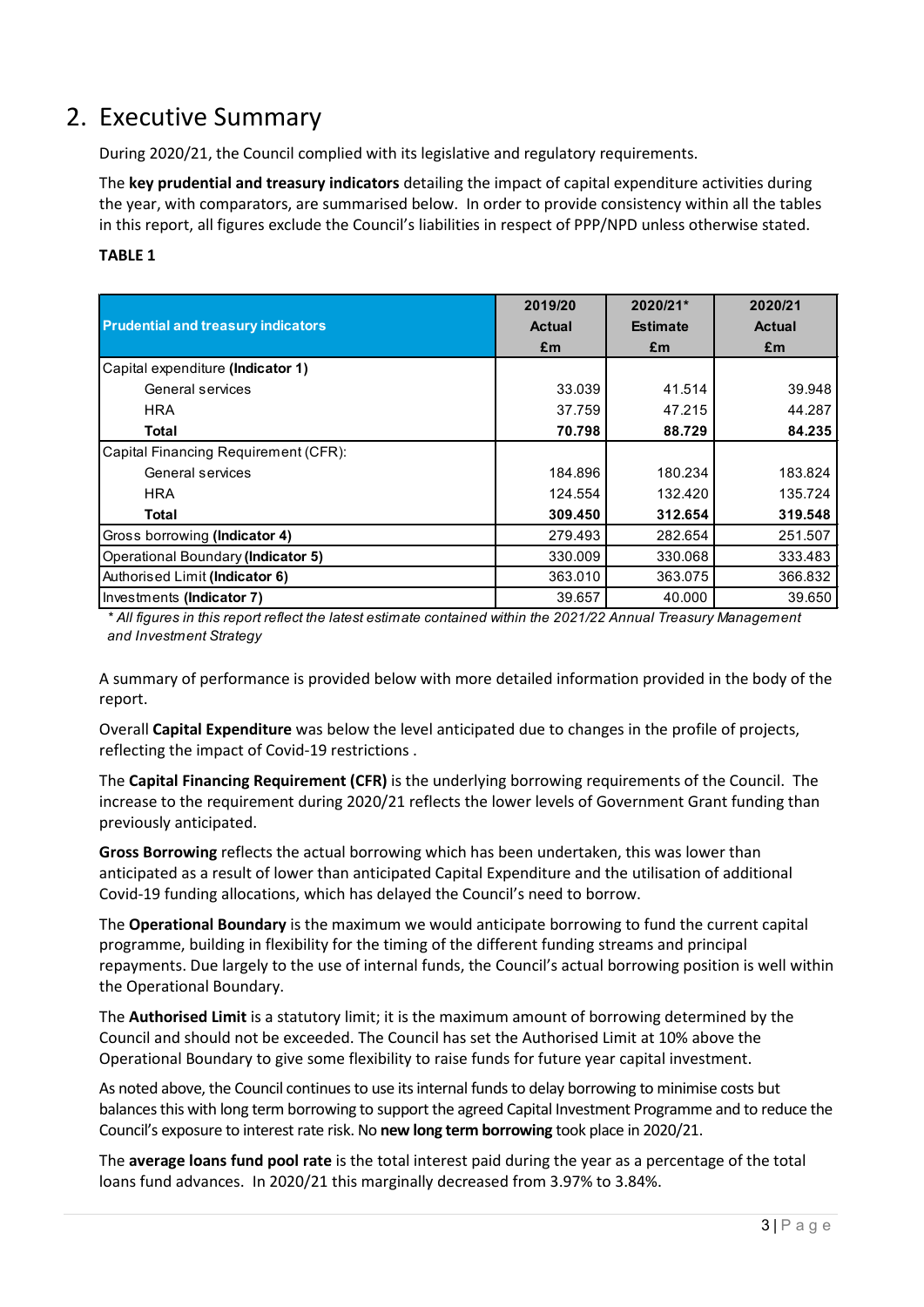## 2. Executive Summary

During 2020/21, the Council complied with its legislative and regulatory requirements.

The **key prudential and treasury indicators** detailing the impact of capital expenditure activities during the year, with comparators, are summarised below. In order to provide consistency within all the tables in this report, all figures exclude the Council's liabilities in respect of PPP/NPD unless otherwise stated.

**TABLE 1**

| Prudential and treasury indicators | 2019/20 Actual £m | 2020/21* Estimate £m | 2020/21 Actual £m |
|---|---|---|---|
| Capital expenditure **(Indicator 1)** | | | |
| General services | 33.039 | 41.514 | 39.948 |
| HRA | 37.759 | 47.215 | 44.287 |
| **Total** | **70.798** | **88.729** | **84.235** |
| Capital Financing Requirement (CFR): | | | |
| General services | 184.896 | 180.234 | 183.824 |
| HRA | 124.554 | 132.420 | 135.724 |
| **Total** | **309.450** | **312.654** | **319.548** |
| Gross borrowing **(Indicator 4)** | 279.493 | 282.654 | 251.507 |
| Operational Boundary **(Indicator 5)** | 330.009 | 330.068 | 333.483 |
| Authorised Limit **(Indicator 6)** | 363.010 | 363.075 | 366.832 |
| Investments **(Indicator 7)** | 39.657 | 40.000 | 39.650 |

*\* All figures in this report reflect the latest estimate contained within the 2021/22 Annual Treasury Management and Investment Strategy*

A summary of performance is provided below with more detailed information provided in the body of the report.

Overall **Capital Expenditure** was below the level anticipated due to changes in the profile of projects, reflecting the impact of Covid-19 restrictions .

The **Capital Financing Requirement (CFR)** is the underlying borrowing requirements of the Council. The increase to the requirement during 2020/21 reflects the lower levels of Government Grant funding than previously anticipated.

**Gross Borrowing** reflects the actual borrowing which has been undertaken, this was lower than anticipated as a result of lower than anticipated Capital Expenditure and the utilisation of additional Covid-19 funding allocations, which has delayed the Council's need to borrow.

The **Operational Boundary** is the maximum we would anticipate borrowing to fund the current capital programme, building in flexibility for the timing of the different funding streams and principal repayments. Due largely to the use of internal funds, the Council's actual borrowing position is well within the Operational Boundary.

The **Authorised Limit** is a statutory limit; it is the maximum amount of borrowing determined by the Council and should not be exceeded. The Council has set the Authorised Limit at 10% above the Operational Boundary to give some flexibility to raise funds for future year capital investment.

As noted above, the Council continues to use its internal funds to delay borrowing to minimise costs but balances this with long term borrowing to support the agreed Capital Investment Programme and to reduce the Council's exposure to interest rate risk. No **new long term borrowing** took place in 2020/21.

The **average loans fund pool rate** is the total interest paid during the year as a percentage of the total loans fund advances. In 2020/21 this marginally decreased from 3.97% to 3.84%.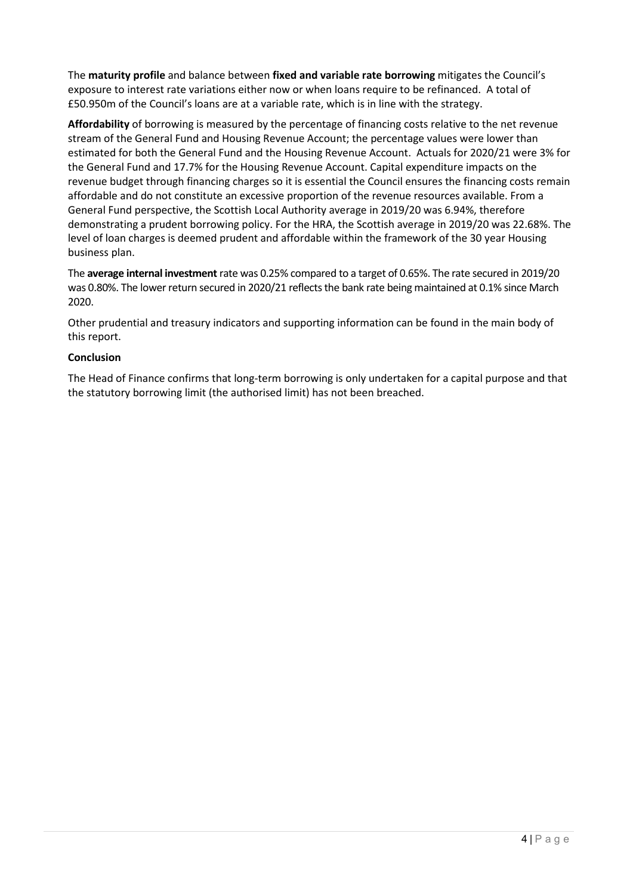The **maturity profile** and balance between **fixed and variable rate borrowing** mitigates the Council's exposure to interest rate variations either now or when loans require to be refinanced. A total of £50.950m of the Council's loans are at a variable rate, which is in line with the strategy.

**Affordability** of borrowing is measured by the percentage of financing costs relative to the net revenue stream of the General Fund and Housing Revenue Account; the percentage values were lower than estimated for both the General Fund and the Housing Revenue Account. Actuals for 2020/21 were 3% for the General Fund and 17.7% for the Housing Revenue Account. Capital expenditure impacts on the revenue budget through financing charges so it is essential the Council ensures the financing costs remain affordable and do not constitute an excessive proportion of the revenue resources available. From a General Fund perspective, the Scottish Local Authority average in 2019/20 was 6.94%, therefore demonstrating a prudent borrowing policy. For the HRA, the Scottish average in 2019/20 was 22.68%. The level of loan charges is deemed prudent and affordable within the framework of the 30 year Housing business plan.

The **average internal investment** rate was 0.25% compared to a target of 0.65%. The rate secured in 2019/20 was 0.80%. The lower return secured in 2020/21 reflects the bank rate being maintained at 0.1% since March 2020.

Other prudential and treasury indicators and supporting information can be found in the main body of this report.

**Conclusion**

The Head of Finance confirms that long-term borrowing is only undertaken for a capital purpose and that the statutory borrowing limit (the authorised limit) has not been breached.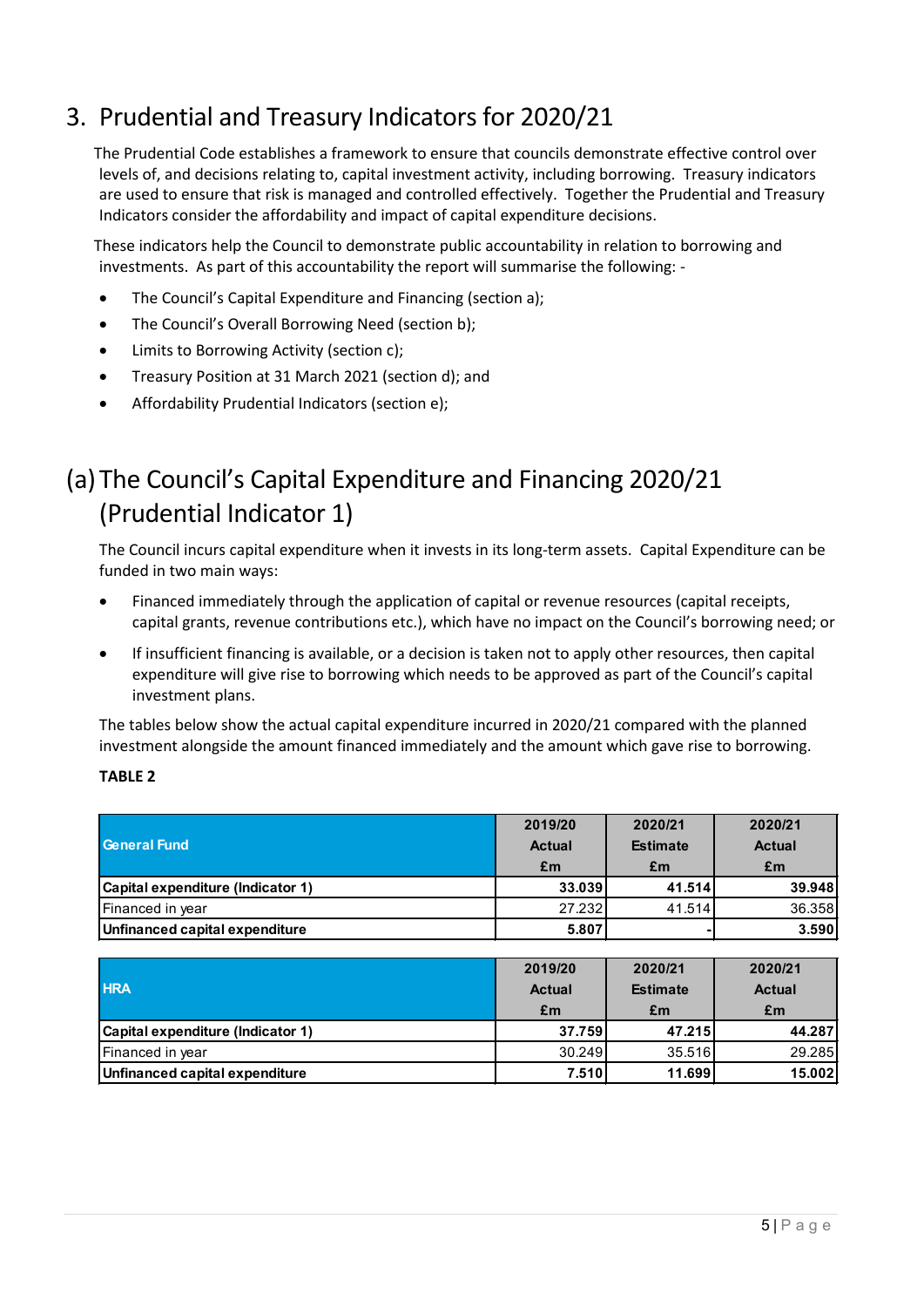# 3. Prudential and Treasury Indicators for 2020/21

The Prudential Code establishes a framework to ensure that councils demonstrate effective control over levels of, and decisions relating to, capital investment activity, including borrowing. Treasury indicators are used to ensure that risk is managed and controlled effectively. Together the Prudential and Treasury Indicators consider the affordability and impact of capital expenditure decisions.

These indicators help the Council to demonstrate public accountability in relation to borrowing and investments. As part of this accountability the report will summarise the following: -

- The Council's Capital Expenditure and Financing (section a);
- The Council's Overall Borrowing Need (section b);
- Limits to Borrowing Activity (section c);
- Treasury Position at 31 March 2021 (section d); and
- Affordability Prudential Indicators (section e);

# (a) The Council's Capital Expenditure and Financing 2020/21 (Prudential Indicator 1)

The Council incurs capital expenditure when it invests in its long-term assets. Capital Expenditure can be funded in two main ways:

- Financed immediately through the application of capital or revenue resources (capital receipts, capital grants, revenue contributions etc.), which have no impact on the Council's borrowing need; or
- If insufficient financing is available, or a decision is taken not to apply other resources, then capital expenditure will give rise to borrowing which needs to be approved as part of the Council's capital investment plans.

The tables below show the actual capital expenditure incurred in 2020/21 compared with the planned investment alongside the amount financed immediately and the amount which gave rise to borrowing.

**TABLE 2**

| General Fund | 2019/20 Actual £m | 2020/21 Estimate £m | 2020/21 Actual £m |
|---|---|---|---|
| **Capital expenditure (Indicator 1)** | **33.039** | **41.514** | **39.948** |
| Financed in year | 27.232 | 41.514 | 36.358 |
| **Unfinanced capital expenditure** | **5.807** | **-** | **3.590** |

| HRA | 2019/20 Actual £m | 2020/21 Estimate £m | 2020/21 Actual £m |
|---|---|---|---|
| **Capital expenditure (Indicator 1)** | **37.759** | **47.215** | **44.287** |
| Financed in year | 30.249 | 35.516 | 29.285 |
| **Unfinanced capital expenditure** | **7.510** | **11.699** | **15.002** |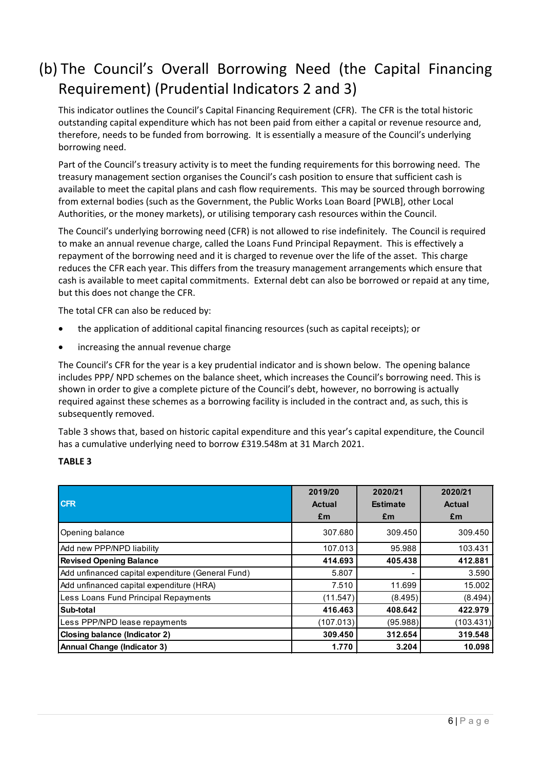## (b) The Council's Overall Borrowing Need (the Capital Financing Requirement) (Prudential Indicators 2 and 3)

This indicator outlines the Council's Capital Financing Requirement (CFR). The CFR is the total historic outstanding capital expenditure which has not been paid from either a capital or revenue resource and, therefore, needs to be funded from borrowing. It is essentially a measure of the Council's underlying borrowing need.

Part of the Council's treasury activity is to meet the funding requirements for this borrowing need. The treasury management section organises the Council's cash position to ensure that sufficient cash is available to meet the capital plans and cash flow requirements. This may be sourced through borrowing from external bodies (such as the Government, the Public Works Loan Board [PWLB], other Local Authorities, or the money markets), or utilising temporary cash resources within the Council.

The Council's underlying borrowing need (CFR) is not allowed to rise indefinitely. The Council is required to make an annual revenue charge, called the Loans Fund Principal Repayment. This is effectively a repayment of the borrowing need and it is charged to revenue over the life of the asset. This charge reduces the CFR each year. This differs from the treasury management arrangements which ensure that cash is available to meet capital commitments. External debt can also be borrowed or repaid at any time, but this does not change the CFR.

The total CFR can also be reduced by:

- the application of additional capital financing resources (such as capital receipts); or
- increasing the annual revenue charge

The Council's CFR for the year is a key prudential indicator and is shown below. The opening balance includes PPP/ NPD schemes on the balance sheet, which increases the Council's borrowing need. This is shown in order to give a complete picture of the Council's debt, however, no borrowing is actually required against these schemes as a borrowing facility is included in the contract and, as such, this is subsequently removed.

Table 3 shows that, based on historic capital expenditure and this year's capital expenditure, the Council has a cumulative underlying need to borrow £319.548m at 31 March 2021.

**TABLE 3**

| CFR | 2019/20 Actual £m | 2020/21 Estimate £m | 2020/21 Actual £m |
|---|---|---|---|
| Opening balance | 307.680 | 309.450 | 309.450 |
| Add new PPP/NPD liability | 107.013 | 95.988 | 103.431 |
| **Revised Opening Balance** | **414.693** | **405.438** | **412.881** |
| Add unfinanced capital expenditure (General Fund) | 5.807 | - | 3.590 |
| Add unfinanced capital expenditure (HRA) | 7.510 | 11.699 | 15.002 |
| Less Loans Fund Principal Repayments | (11.547) | (8.495) | (8.494) |
| **Sub-total** | **416.463** | **408.642** | **422.979** |
| Less PPP/NPD lease repayments | (107.013) | (95.988) | (103.431) |
| **Closing balance (Indicator 2)** | **309.450** | **312.654** | **319.548** |
| **Annual Change (Indicator 3)** | **1.770** | **3.204** | **10.098** |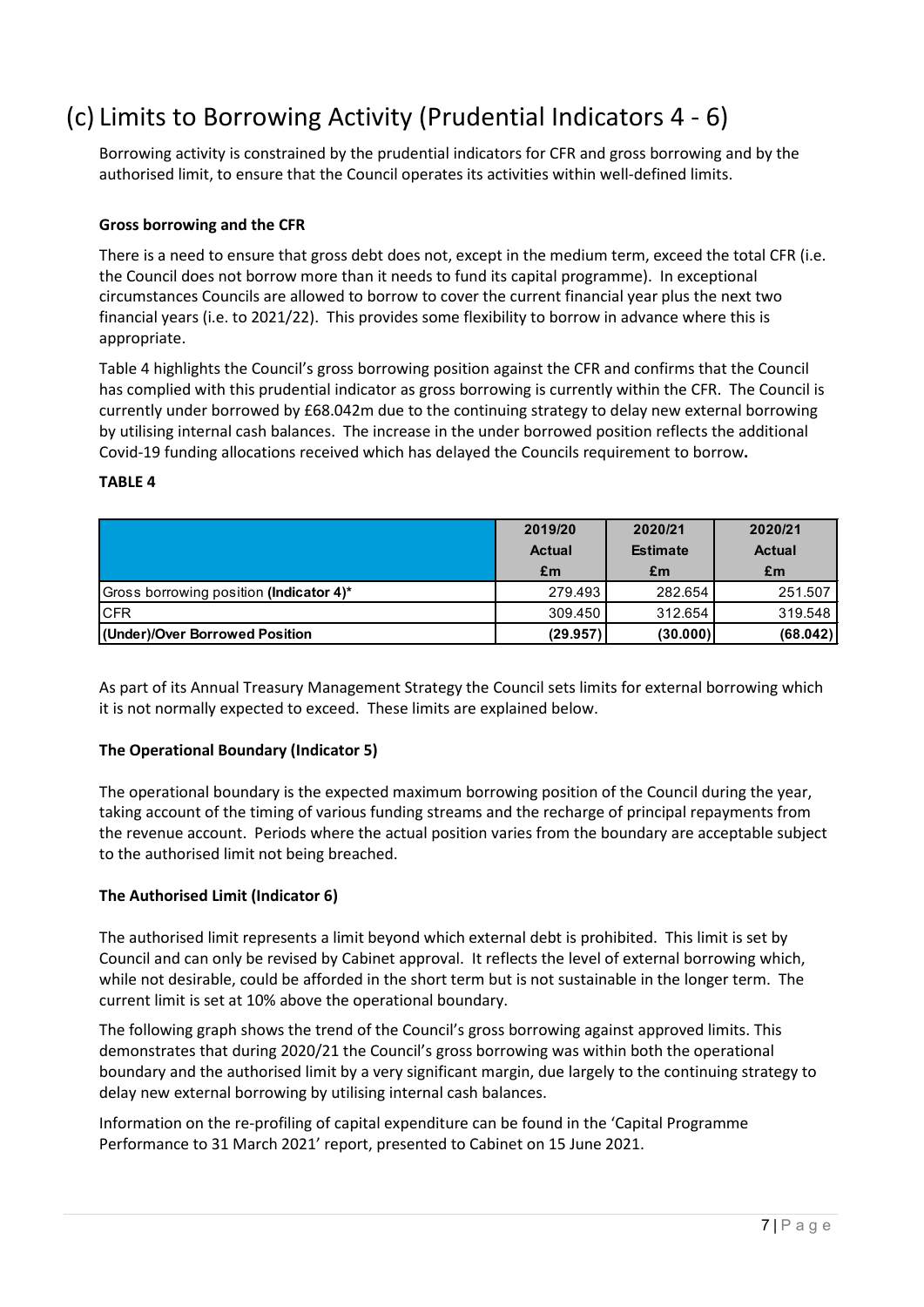# (c) Limits to Borrowing Activity (Prudential Indicators 4 - 6)

Borrowing activity is constrained by the prudential indicators for CFR and gross borrowing and by the authorised limit, to ensure that the Council operates its activities within well-defined limits.

**Gross borrowing and the CFR**

There is a need to ensure that gross debt does not, except in the medium term, exceed the total CFR (i.e. the Council does not borrow more than it needs to fund its capital programme). In exceptional circumstances Councils are allowed to borrow to cover the current financial year plus the next two financial years (i.e. to 2021/22). This provides some flexibility to borrow in advance where this is appropriate.

Table 4 highlights the Council's gross borrowing position against the CFR and confirms that the Council has complied with this prudential indicator as gross borrowing is currently within the CFR. The Council is currently under borrowed by £68.042m due to the continuing strategy to delay new external borrowing by utilising internal cash balances. The increase in the under borrowed position reflects the additional Covid-19 funding allocations received which has delayed the Councils requirement to borrow**.**

**TABLE 4**

| | 2019/20 Actual £m | 2020/21 Estimate £m | 2020/21 Actual £m |
|---|---|---|---|
| Gross borrowing position **(Indicator 4)*** | 279.493 | 282.654 | 251.507 |
| CFR | 309.450 | 312.654 | 319.548 |
| **(Under)/Over Borrowed Position** | **(29.957)** | **(30.000)** | **(68.042)** |

As part of its Annual Treasury Management Strategy the Council sets limits for external borrowing which it is not normally expected to exceed. These limits are explained below.

**The Operational Boundary (Indicator 5)**

The operational boundary is the expected maximum borrowing position of the Council during the year, taking account of the timing of various funding streams and the recharge of principal repayments from the revenue account. Periods where the actual position varies from the boundary are acceptable subject to the authorised limit not being breached.

**The Authorised Limit (Indicator 6)**

The authorised limit represents a limit beyond which external debt is prohibited. This limit is set by Council and can only be revised by Cabinet approval. It reflects the level of external borrowing which, while not desirable, could be afforded in the short term but is not sustainable in the longer term. The current limit is set at 10% above the operational boundary.

The following graph shows the trend of the Council's gross borrowing against approved limits. This demonstrates that during 2020/21 the Council's gross borrowing was within both the operational boundary and the authorised limit by a very significant margin, due largely to the continuing strategy to delay new external borrowing by utilising internal cash balances.

Information on the re-profiling of capital expenditure can be found in the 'Capital Programme Performance to 31 March 2021' report, presented to Cabinet on 15 June 2021.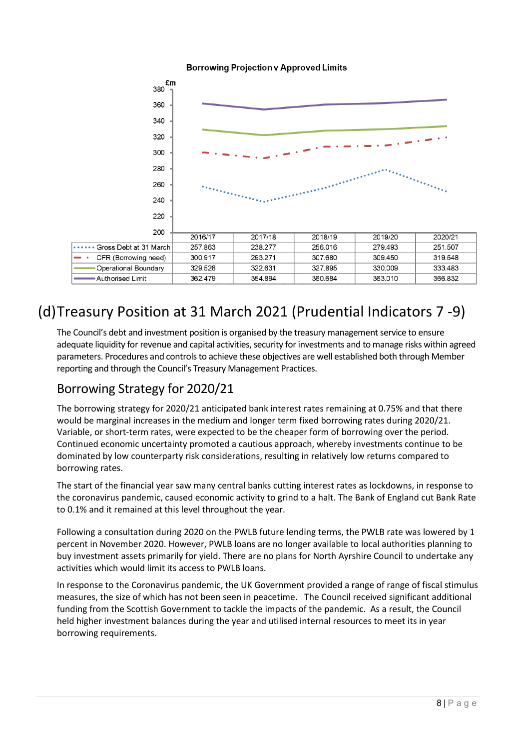**Borrowing Projection v Approved Limits**

| £m | 2016/17 | 2017/18 | 2018/19 | 2019/20 | 2020/21 |
|---|---|---|---|---|---|
| Gross Debt at 31 March | 257.863 | 238.277 | 256.016 | 279.493 | 251.507 |
| CFR (Borrowing need) | 300.917 | 293.271 | 307.680 | 309.450 | 319.548 |
| Operational Boundary | 329.526 | 322.631 | 327.895 | 330.009 | 333.483 |
| Authorised Limit | 362.479 | 354.894 | 360.684 | 363.010 | 366.832 |

# (d) Treasury Position at 31 March 2021 (Prudential Indicators 7 -9)

The Council's debt and investment position is organised by the treasury management service to ensure adequate liquidity for revenue and capital activities, security for investments and to manage risks within agreed parameters. Procedures and controls to achieve these objectives are well established both through Member reporting and through the Council's Treasury Management Practices.

## Borrowing Strategy for 2020/21

The borrowing strategy for 2020/21 anticipated bank interest rates remaining at 0.75% and that there would be marginal increases in the medium and longer term fixed borrowing rates during 2020/21. Variable, or short-term rates, were expected to be the cheaper form of borrowing over the period. Continued economic uncertainty promoted a cautious approach, whereby investments continue to be dominated by low counterparty risk considerations, resulting in relatively low returns compared to borrowing rates.

The start of the financial year saw many central banks cutting interest rates as lockdowns, in response to the coronavirus pandemic, caused economic activity to grind to a halt. The Bank of England cut Bank Rate to 0.1% and it remained at this level throughout the year.

Following a consultation during 2020 on the PWLB future lending terms, the PWLB rate was lowered by 1 percent in November 2020. However, PWLB loans are no longer available to local authorities planning to buy investment assets primarily for yield. There are no plans for North Ayrshire Council to undertake any activities which would limit its access to PWLB loans.

In response to the Coronavirus pandemic, the UK Government provided a range of range of fiscal stimulus measures, the size of which has not been seen in peacetime. The Council received significant additional funding from the Scottish Government to tackle the impacts of the pandemic. As a result, the Council held higher investment balances during the year and utilised internal resources to meet its in year borrowing requirements.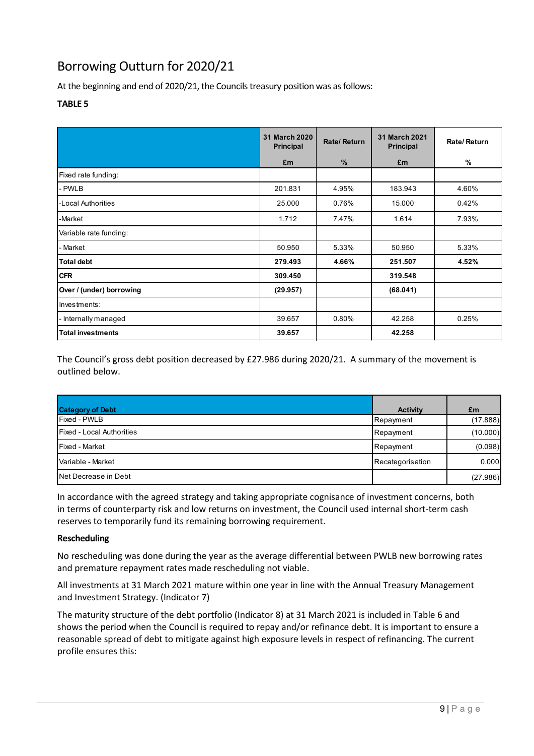# Borrowing Outturn for 2020/21

At the beginning and end of 2020/21, the Councils treasury position was as follows:

**TABLE 5**

| | 31 March 2020 Principal | Rate/ Return | 31 March 2021 Principal | Rate/ Return |
|---|---|---|---|---|
| | £m | % | £m | % |
| Fixed rate funding: | | | | |
| - PWLB | 201.831 | 4.95% | 183.943 | 4.60% |
| -Local Authorities | 25.000 | 0.76% | 15.000 | 0.42% |
| -Market | 1.712 | 7.47% | 1.614 | 7.93% |
| Variable rate funding: | | | | |
| - Market | 50.950 | 5.33% | 50.950 | 5.33% |
| **Total debt** | **279.493** | **4.66%** | **251.507** | **4.52%** |
| **CFR** | **309.450** | | **319.548** | |
| **Over / (under) borrowing** | **(29.957)** | | **(68.041)** | |
| Investments: | | | | |
| - Internally managed | 39.657 | 0.80% | 42.258 | 0.25% |
| **Total investments** | **39.657** | | **42.258** | |

The Council's gross debt position decreased by £27.986 during 2020/21. A summary of the movement is outlined below.

| Category of Debt | Activity | £m |
|---|---|---|
| Fixed - PWLB | Repayment | (17.888) |
| Fixed - Local Authorities | Repayment | (10.000) |
| Fixed - Market | Repayment | (0.098) |
| Variable - Market | Recategorisation | 0.000 |
| Net Decrease in Debt | | (27.986) |

In accordance with the agreed strategy and taking appropriate cognisance of investment concerns, both in terms of counterparty risk and low returns on investment, the Council used internal short-term cash reserves to temporarily fund its remaining borrowing requirement.

**Rescheduling**

No rescheduling was done during the year as the average differential between PWLB new borrowing rates and premature repayment rates made rescheduling not viable.

All investments at 31 March 2021 mature within one year in line with the Annual Treasury Management and Investment Strategy. (Indicator 7)

The maturity structure of the debt portfolio (Indicator 8) at 31 March 2021 is included in Table 6 and shows the period when the Council is required to repay and/or refinance debt. It is important to ensure a reasonable spread of debt to mitigate against high exposure levels in respect of refinancing. The current profile ensures this: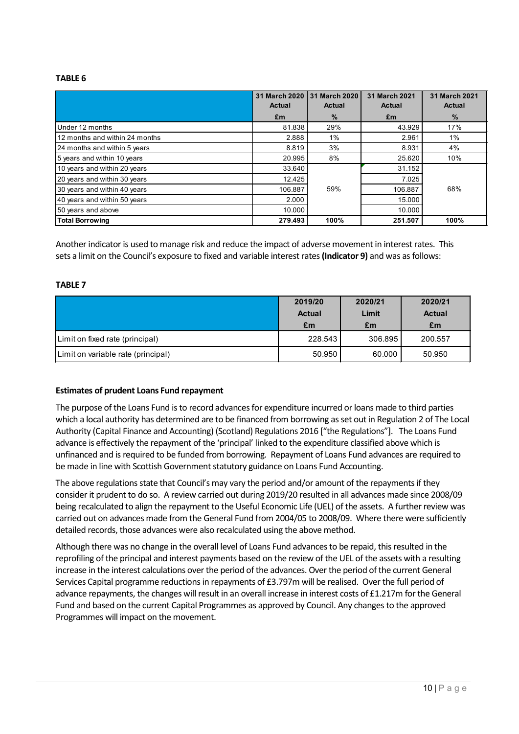**TABLE 6**

| | 31 March 2020 Actual £m | 31 March 2020 Actual % | 31 March 2021 Actual £m | 31 March 2021 Actual % |
|---|---|---|---|---|
| Under 12 months | 81.838 | 29% | 43.929 | 17% |
| 12 months and within 24 months | 2.888 | 1% | 2.961 | 1% |
| 24 months and within 5 years | 8.819 | 3% | 8.931 | 4% |
| 5 years and within 10 years | 20.995 | 8% | 25.620 | 10% |
| 10 years and within 20 years | 33.640 | | 31.152 | |
| 20 years and within 30 years | 12.425 | | 7.025 | |
| 30 years and within 40 years | 106.887 | 59% | 106.887 | 68% |
| 40 years and within 50 years | 2.000 | | 15.000 | |
| 50 years and above | 10.000 | | 10.000 | |
| **Total Borrowing** | **279.493** | **100%** | **251.507** | **100%** |

Another indicator is used to manage risk and reduce the impact of adverse movement in interest rates. This sets a limit on the Council's exposure to fixed and variable interest rates **(Indicator 9)** and was as follows:

**TABLE 7**

| | 2019/20 Actual £m | 2020/21 Limit £m | 2020/21 Actual £m |
|---|---|---|---|
| Limit on fixed rate (principal) | 228.543 | 306.895 | 200.557 |
| Limit on variable rate (principal) | 50.950 | 60.000 | 50.950 |

**Estimates of prudent Loans Fund repayment**

The purpose of the Loans Fund is to record advances for expenditure incurred or loans made to third parties which a local authority has determined are to be financed from borrowing as set out in Regulation 2 of The Local Authority (Capital Finance and Accounting) (Scotland) Regulations 2016 ["the Regulations"]. The Loans Fund advance is effectively the repayment of the 'principal' linked to the expenditure classified above which is unfinanced and is required to be funded from borrowing. Repayment of Loans Fund advances are required to be made in line with Scottish Government statutory guidance on Loans Fund Accounting.

The above regulations state that Council's may vary the period and/or amount of the repayments if they consider it prudent to do so. A review carried out during 2019/20 resulted in all advances made since 2008/09 being recalculated to align the repayment to the Useful Economic Life (UEL) of the assets. A further review was carried out on advances made from the General Fund from 2004/05 to 2008/09. Where there were sufficiently detailed records, those advances were also recalculated using the above method.

Although there was no change in the overall level of Loans Fund advances to be repaid, this resulted in the reprofiling of the principal and interest payments based on the review of the UEL of the assets with a resulting increase in the interest calculations over the period of the advances. Over the period of the current General Services Capital programme reductions in repayments of £3.797m will be realised. Over the full period of advance repayments, the changes will result in an overall increase in interest costs of £1.217m for the General Fund and based on the current Capital Programmes as approved by Council. Any changes to the approved Programmes will impact on the movement.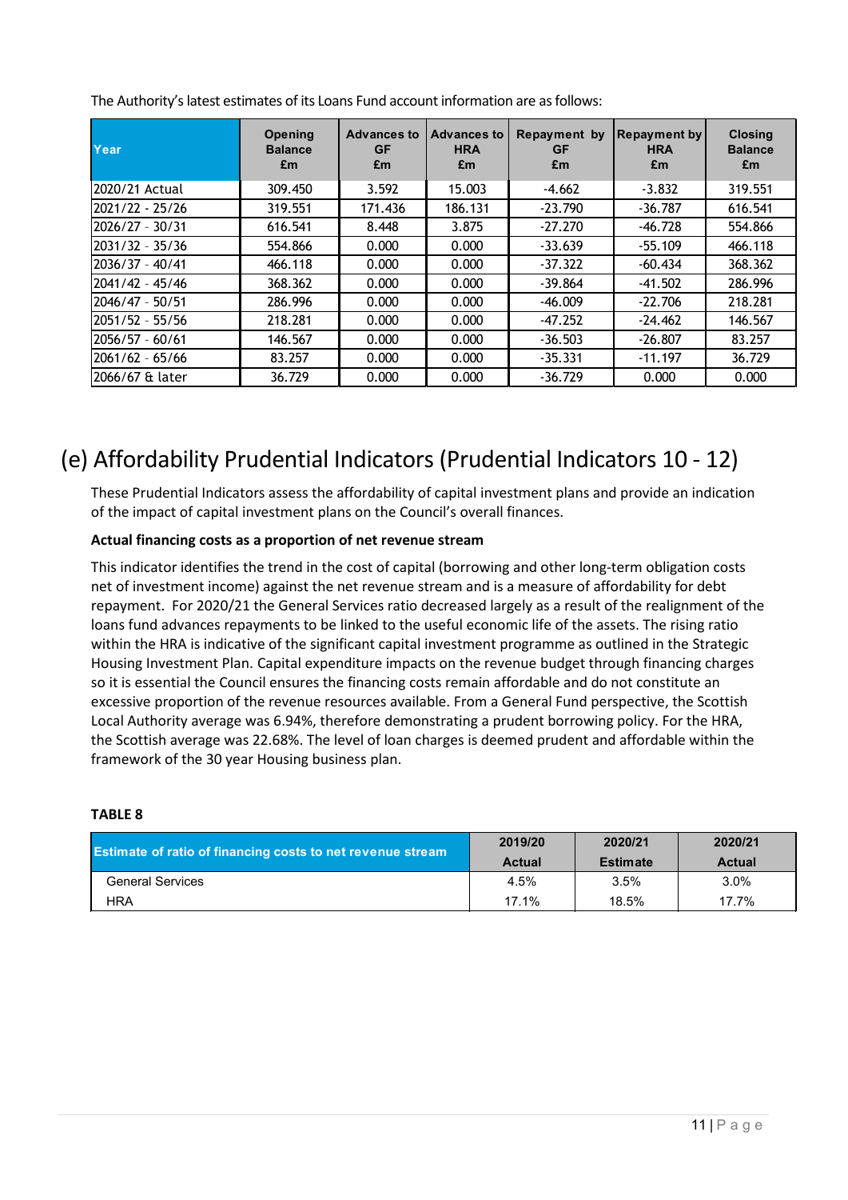The Authority's latest estimates of its Loans Fund account information are as follows:

| Year | Opening Balance £m | Advances to GF £m | Advances to HRA £m | Repayment by GF £m | Repayment by HRA £m | Closing Balance £m |
|---|---|---|---|---|---|---|
| 2020/21 Actual | 309.450 | 3.592 | 15.003 | -4.662 | -3.832 | 319.551 |
| 2021/22 - 25/26 | 319.551 | 171.436 | 186.131 | -23.790 | -36.787 | 616.541 |
| 2026/27 - 30/31 | 616.541 | 8.448 | 3.875 | -27.270 | -46.728 | 554.866 |
| 2031/32 - 35/36 | 554.866 | 0.000 | 0.000 | -33.639 | -55.109 | 466.118 |
| 2036/37 - 40/41 | 466.118 | 0.000 | 0.000 | -37.322 | -60.434 | 368.362 |
| 2041/42 - 45/46 | 368.362 | 0.000 | 0.000 | -39.864 | -41.502 | 286.996 |
| 2046/47 - 50/51 | 286.996 | 0.000 | 0.000 | -46.009 | -22.706 | 218.281 |
| 2051/52 - 55/56 | 218.281 | 0.000 | 0.000 | -47.252 | -24.462 | 146.567 |
| 2056/57 - 60/61 | 146.567 | 0.000 | 0.000 | -36.503 | -26.807 | 83.257 |
| 2061/62 - 65/66 | 83.257 | 0.000 | 0.000 | -35.331 | -11.197 | 36.729 |
| 2066/67 & later | 36.729 | 0.000 | 0.000 | -36.729 | 0.000 | 0.000 |

## (e) Affordability Prudential Indicators (Prudential Indicators 10 - 12)

These Prudential Indicators assess the affordability of capital investment plans and provide an indication of the impact of capital investment plans on the Council's overall finances.

**Actual financing costs as a proportion of net revenue stream**

This indicator identifies the trend in the cost of capital (borrowing and other long-term obligation costs net of investment income) against the net revenue stream and is a measure of affordability for debt repayment. For 2020/21 the General Services ratio decreased largely as a result of the realignment of the loans fund advances repayments to be linked to the useful economic life of the assets. The rising ratio within the HRA is indicative of the significant capital investment programme as outlined in the Strategic Housing Investment Plan. Capital expenditure impacts on the revenue budget through financing charges so it is essential the Council ensures the financing costs remain affordable and do not constitute an excessive proportion of the revenue resources available. From a General Fund perspective, the Scottish Local Authority average was 6.94%, therefore demonstrating a prudent borrowing policy. For the HRA, the Scottish average was 22.68%. The level of loan charges is deemed prudent and affordable within the framework of the 30 year Housing business plan.

**TABLE 8**

| Estimate of ratio of financing costs to net revenue stream | 2019/20 Actual | 2020/21 Estimate | 2020/21 Actual |
|---|---|---|---|
| General Services | 4.5% | 3.5% | 3.0% |
| HRA | 17.1% | 18.5% | 17.7% |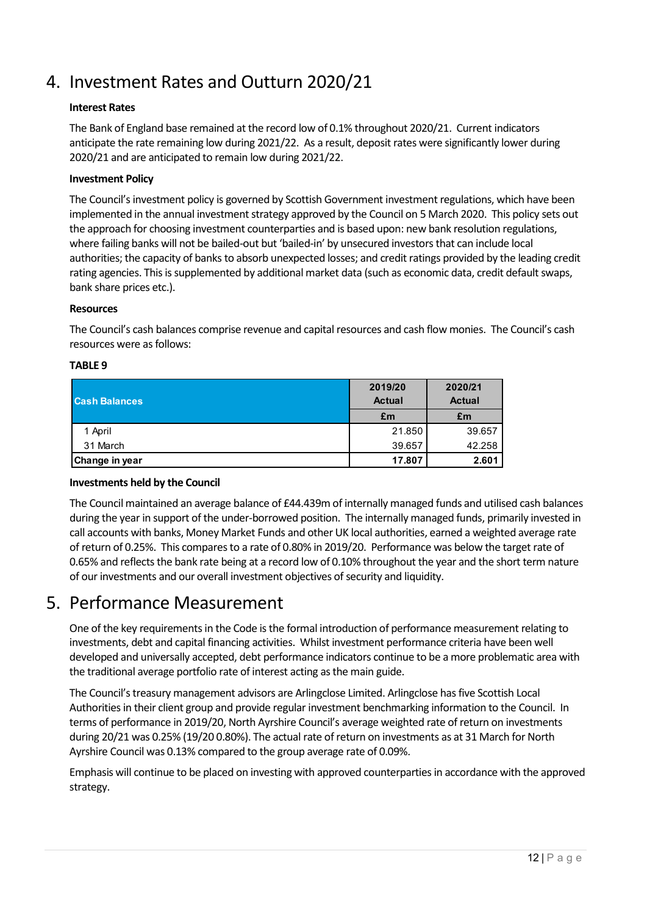# 4. Investment Rates and Outturn 2020/21

**Interest Rates**

The Bank of England base remained at the record low of 0.1% throughout 2020/21. Current indicators anticipate the rate remaining low during 2021/22. As a result, deposit rates were significantly lower during 2020/21 and are anticipated to remain low during 2021/22.

**Investment Policy**

The Council's investment policy is governed by Scottish Government investment regulations, which have been implemented in the annual investment strategy approved by the Council on 5 March 2020. This policy sets out the approach for choosing investment counterparties and is based upon: new bank resolution regulations, where failing banks will not be bailed-out but 'bailed-in' by unsecured investors that can include local authorities; the capacity of banks to absorb unexpected losses; and credit ratings provided by the leading credit rating agencies. This is supplemented by additional market data (such as economic data, credit default swaps, bank share prices etc.).

**Resources**

The Council's cash balances comprise revenue and capital resources and cash flow monies. The Council's cash resources were as follows:

**TABLE 9**

| Cash Balances | 2019/20 Actual | 2020/21 Actual |
|---|---|---|
| | £m | £m |
| 1 April | 21.850 | 39.657 |
| 31 March | 39.657 | 42.258 |
| **Change in year** | **17.807** | **2.601** |

**Investments held by the Council**

The Council maintained an average balance of £44.439m of internally managed funds and utilised cash balances during the year in support of the under-borrowed position. The internally managed funds, primarily invested in call accounts with banks, Money Market Funds and other UK local authorities, earned a weighted average rate of return of 0.25%. This compares to a rate of 0.80% in 2019/20. Performance was below the target rate of 0.65% and reflects the bank rate being at a record low of 0.10% throughout the year and the short term nature of our investments and our overall investment objectives of security and liquidity.

# 5. Performance Measurement

One of the key requirements in the Code is the formal introduction of performance measurement relating to investments, debt and capital financing activities. Whilst investment performance criteria have been well developed and universally accepted, debt performance indicators continue to be a more problematic area with the traditional average portfolio rate of interest acting as the main guide.

The Council's treasury management advisors are Arlingclose Limited. Arlingclose has five Scottish Local Authorities in their client group and provide regular investment benchmarking information to the Council. In terms of performance in 2019/20, North Ayrshire Council's average weighted rate of return on investments during 20/21 was 0.25% (19/20 0.80%). The actual rate of return on investments as at 31 March for North Ayrshire Council was 0.13% compared to the group average rate of 0.09%.

Emphasis will continue to be placed on investing with approved counterparties in accordance with the approved strategy.